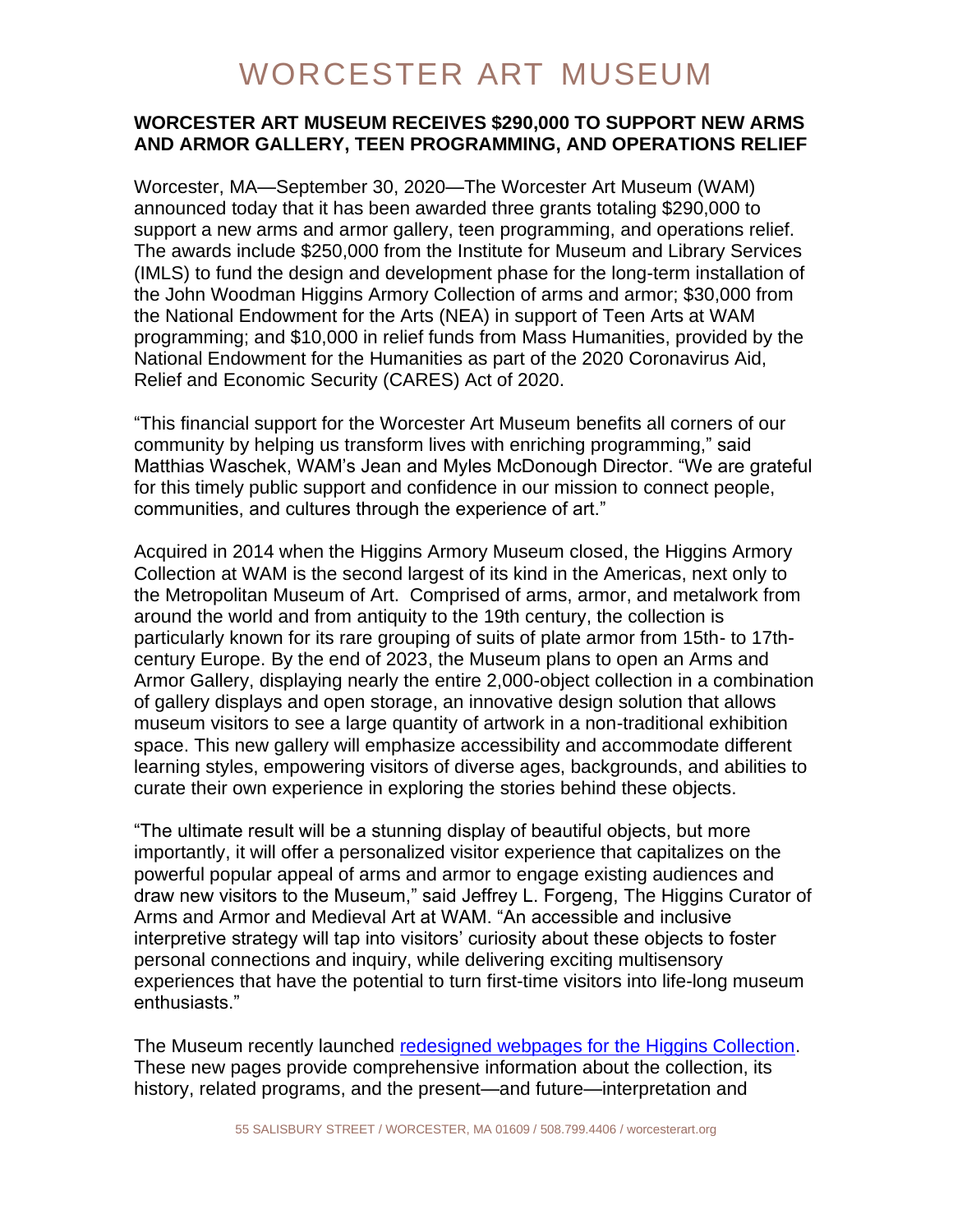# WORCESTER ART MUSEUM

**WORCESTER ART MUSEUM RECEIVES $290,000 TO SUPPORT NEW ARMS AND ARMOR GALLERY, TEEN PROGRAMMING, AND OPERATIONS RELIEF**

Worcester, MA—September 30, 2020—The Worcester Art Museum (WAM) announced today that it has been awarded three grants totaling $290,000 to support a new arms and armor gallery, teen programming, and operations relief. The awards include $250,000 from the Institute for Museum and Library Services (IMLS) to fund the design and development phase for the long-term installation of the John Woodman Higgins Armory Collection of arms and armor; $30,000 from the National Endowment for the Arts (NEA) in support of Teen Arts at WAM programming; and $10,000 in relief funds from Mass Humanities, provided by the National Endowment for the Humanities as part of the 2020 Coronavirus Aid, Relief and Economic Security (CARES) Act of 2020.

"This financial support for the Worcester Art Museum benefits all corners of our community by helping us transform lives with enriching programming," said Matthias Waschek, WAM's Jean and Myles McDonough Director. "We are grateful for this timely public support and confidence in our mission to connect people, communities, and cultures through the experience of art."

Acquired in 2014 when the Higgins Armory Museum closed, the Higgins Armory Collection at WAM is the second largest of its kind in the Americas, next only to the Metropolitan Museum of Art. Comprised of arms, armor, and metalwork from around the world and from antiquity to the 19th century, the collection is particularly known for its rare grouping of suits of plate armor from 15th- to 17th-century Europe. By the end of 2023, the Museum plans to open an Arms and Armor Gallery, displaying nearly the entire 2,000-object collection in a combination of gallery displays and open storage, an innovative design solution that allows museum visitors to see a large quantity of artwork in a non-traditional exhibition space. This new gallery will emphasize accessibility and accommodate different learning styles, empowering visitors of diverse ages, backgrounds, and abilities to curate their own experience in exploring the stories behind these objects.

"The ultimate result will be a stunning display of beautiful objects, but more importantly, it will offer a personalized visitor experience that capitalizes on the powerful popular appeal of arms and armor to engage existing audiences and draw new visitors to the Museum," said Jeffrey L. Forgeng, The Higgins Curator of Arms and Armor and Medieval Art at WAM. "An accessible and inclusive interpretive strategy will tap into visitors' curiosity about these objects to foster personal connections and inquiry, while delivering exciting multisensory experiences that have the potential to turn first-time visitors into life-long museum enthusiasts."

The Museum recently launched [redesigned webpages for the Higgins Collection](). These new pages provide comprehensive information about the collection, its history, related programs, and the present—and future—interpretation and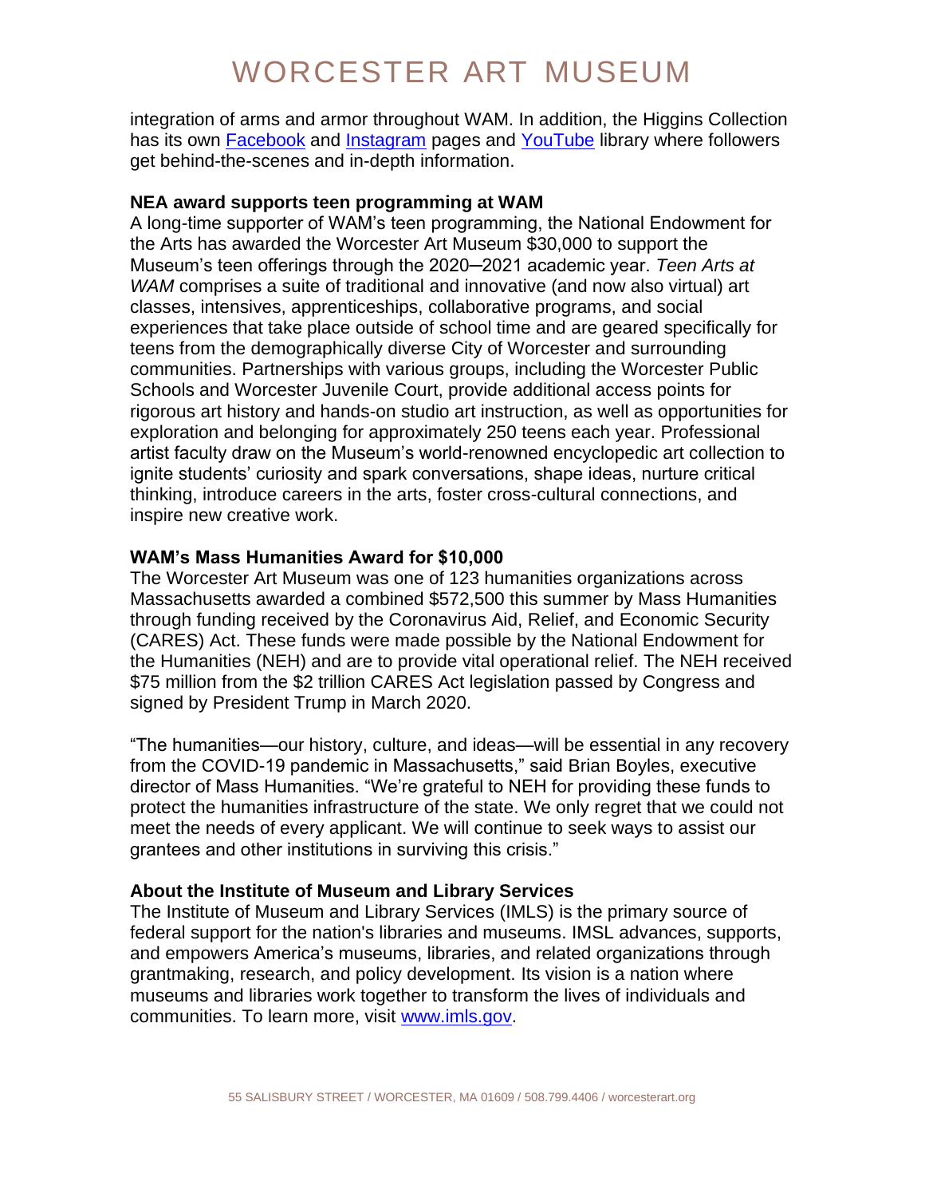integration of arms and armor throughout WAM. In addition, the Higgins Collection has its own Facebook and Instagram pages and YouTube library where followers get behind-the-scenes and in-depth information.

**NEA award supports teen programming at WAM**

A long-time supporter of WAM's teen programming, the National Endowment for the Arts has awarded the Worcester Art Museum $30,000 to support the Museum's teen offerings through the 2020–2021 academic year. *Teen Arts at WAM* comprises a suite of traditional and innovative (and now also virtual) art classes, intensives, apprenticeships, collaborative programs, and social experiences that take place outside of school time and are geared specifically for teens from the demographically diverse City of Worcester and surrounding communities. Partnerships with various groups, including the Worcester Public Schools and Worcester Juvenile Court, provide additional access points for rigorous art history and hands-on studio art instruction, as well as opportunities for exploration and belonging for approximately 250 teens each year. Professional artist faculty draw on the Museum's world-renowned encyclopedic art collection to ignite students' curiosity and spark conversations, shape ideas, nurture critical thinking, introduce careers in the arts, foster cross-cultural connections, and inspire new creative work.

**WAM's Mass Humanities Award for $10,000**

The Worcester Art Museum was one of 123 humanities organizations across Massachusetts awarded a combined $572,500 this summer by Mass Humanities through funding received by the Coronavirus Aid, Relief, and Economic Security (CARES) Act. These funds were made possible by the National Endowment for the Humanities (NEH) and are to provide vital operational relief. The NEH received $75 million from the $2 trillion CARES Act legislation passed by Congress and signed by President Trump in March 2020.

"The humanities—our history, culture, and ideas—will be essential in any recovery from the COVID-19 pandemic in Massachusetts," said Brian Boyles, executive director of Mass Humanities. "We're grateful to NEH for providing these funds to protect the humanities infrastructure of the state. We only regret that we could not meet the needs of every applicant. We will continue to seek ways to assist our grantees and other institutions in surviving this crisis."

**About the Institute of Museum and Library Services**

The Institute of Museum and Library Services (IMLS) is the primary source of federal support for the nation's libraries and museums. IMSL advances, supports, and empowers America's museums, libraries, and related organizations through grantmaking, research, and policy development. Its vision is a nation where museums and libraries work together to transform the lives of individuals and communities. To learn more, visit www.imls.gov.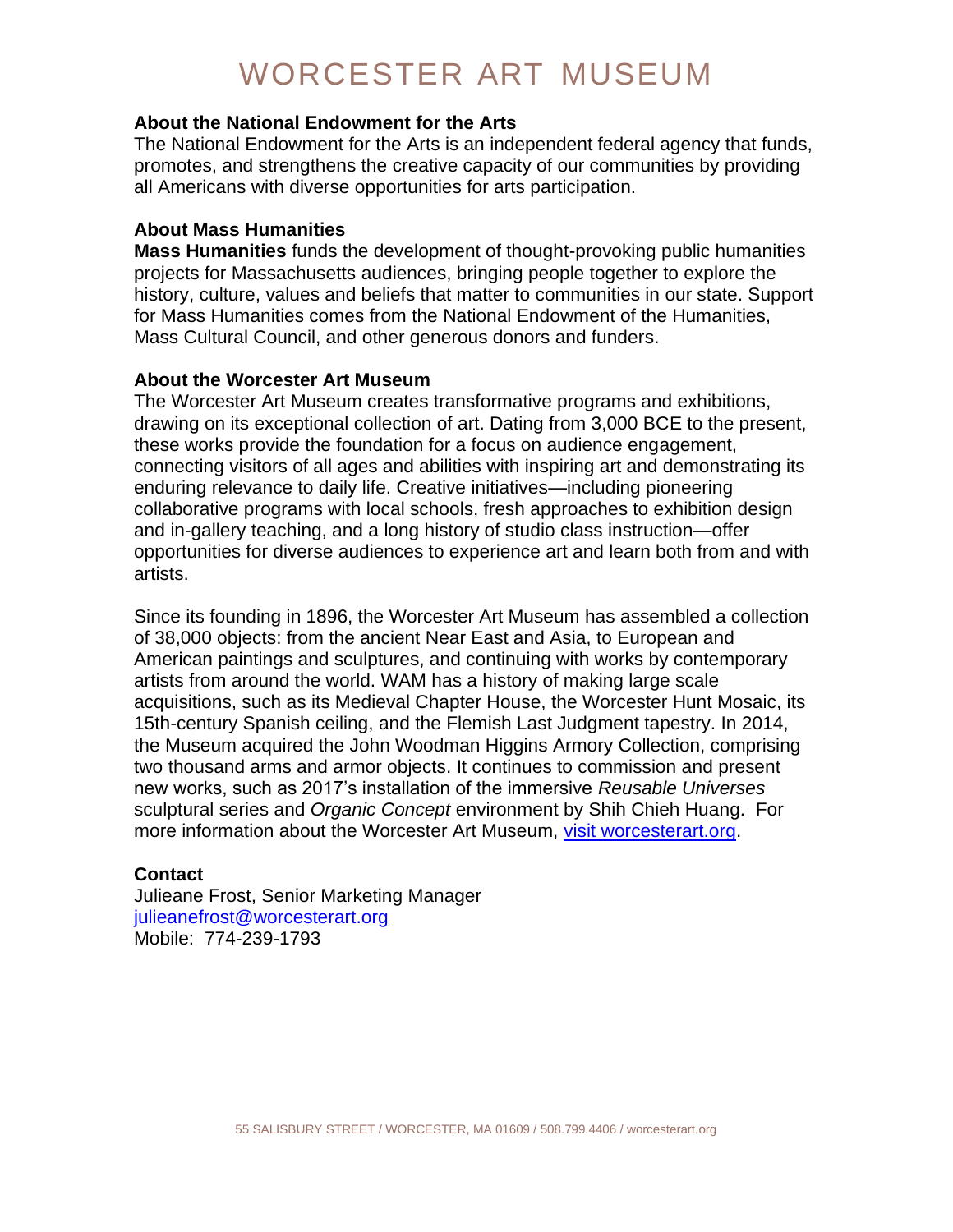**About the National Endowment for the Arts**
The National Endowment for the Arts is an independent federal agency that funds, promotes, and strengthens the creative capacity of our communities by providing all Americans with diverse opportunities for arts participation.

**About Mass Humanities**
**Mass Humanities** funds the development of thought-provoking public humanities projects for Massachusetts audiences, bringing people together to explore the history, culture, values and beliefs that matter to communities in our state. Support for Mass Humanities comes from the National Endowment of the Humanities, Mass Cultural Council, and other generous donors and funders.

**About the Worcester Art Museum**
The Worcester Art Museum creates transformative programs and exhibitions, drawing on its exceptional collection of art. Dating from 3,000 BCE to the present, these works provide the foundation for a focus on audience engagement, connecting visitors of all ages and abilities with inspiring art and demonstrating its enduring relevance to daily life. Creative initiatives—including pioneering collaborative programs with local schools, fresh approaches to exhibition design and in-gallery teaching, and a long history of studio class instruction—offer opportunities for diverse audiences to experience art and learn both from and with artists.

Since its founding in 1896, the Worcester Art Museum has assembled a collection of 38,000 objects: from the ancient Near East and Asia, to European and American paintings and sculptures, and continuing with works by contemporary artists from around the world. WAM has a history of making large scale acquisitions, such as its Medieval Chapter House, the Worcester Hunt Mosaic, its 15th-century Spanish ceiling, and the Flemish Last Judgment tapestry. In 2014, the Museum acquired the John Woodman Higgins Armory Collection, comprising two thousand arms and armor objects. It continues to commission and present new works, such as 2017's installation of the immersive *Reusable Universes* sculptural series and *Organic Concept* environment by Shih Chieh Huang. For more information about the Worcester Art Museum, [visit worcesterart.org](worcesterart.org).

**Contact**
Julieane Frost, Senior Marketing Manager
julieanefrost@worcesterart.org
Mobile: 774-239-1793